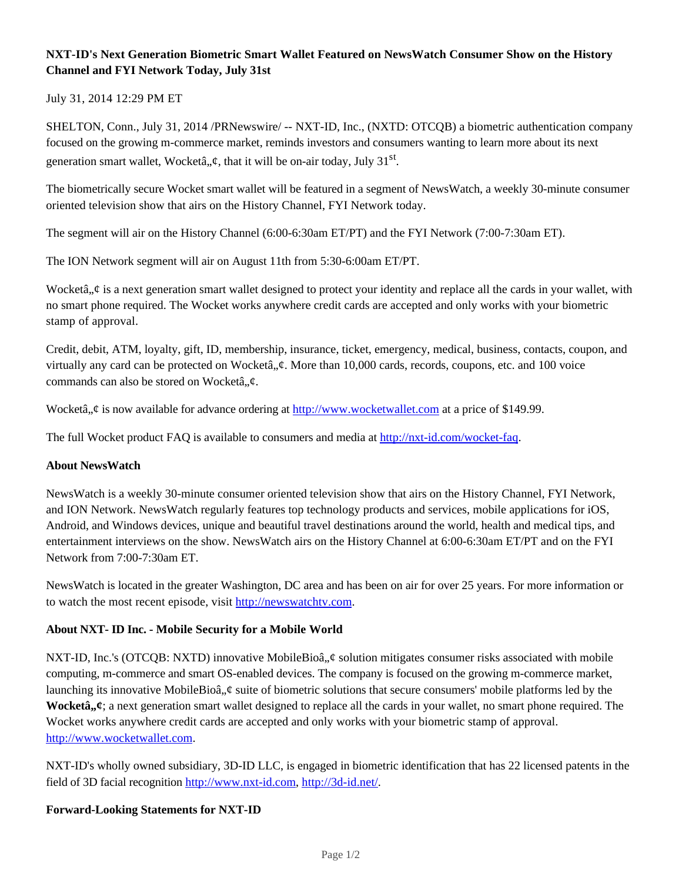**NXT-ID's Next Generation Biometric Smart Wallet Featured on NewsWatch Consumer Show on the History Channel and FYI Network Today, July 31st**

July 31, 2014 12:29 PM ET

SHELTON, Conn., July 31, 2014 /PRNewswire/ -- NXT-ID, Inc., (NXTD: OTCQB) a biometric authentication company focused on the growing m-commerce market, reminds investors and consumers wanting to learn more about its next generation smart wallet, Wocketâ„¢, that it will be on-air today, July 31st.

The biometrically secure Wocket smart wallet will be featured in a segment of NewsWatch, a weekly 30-minute consumer oriented television show that airs on the History Channel, FYI Network today.

The segment will air on the History Channel (6:00-6:30am ET/PT) and the FYI Network (7:00-7:30am ET).

The ION Network segment will air on August 11th from 5:30-6:00am ET/PT.

Wocketâ„¢ is a next generation smart wallet designed to protect your identity and replace all the cards in your wallet, with no smart phone required. The Wocket works anywhere credit cards are accepted and only works with your biometric stamp of approval.

Credit, debit, ATM, loyalty, gift, ID, membership, insurance, ticket, emergency, medical, business, contacts, coupon, and virtually any card can be protected on Wocketâ„¢. More than 10,000 cards, records, coupons, etc. and 100 voice commands can also be stored on Wocketâ„¢.

Wocketâ„¢ is now available for advance ordering at http://www.wocketwallet.com at a price of $149.99.

The full Wocket product FAQ is available to consumers and media at http://nxt-id.com/wocket-faq.

**About NewsWatch**

NewsWatch is a weekly 30-minute consumer oriented television show that airs on the History Channel, FYI Network, and ION Network. NewsWatch regularly features top technology products and services, mobile applications for iOS, Android, and Windows devices, unique and beautiful travel destinations around the world, health and medical tips, and entertainment interviews on the show. NewsWatch airs on the History Channel at 6:00-6:30am ET/PT and on the FYI Network from 7:00-7:30am ET.

NewsWatch is located in the greater Washington, DC area and has been on air for over 25 years. For more information or to watch the most recent episode, visit http://newswatchtv.com.

**About NXT- ID Inc. - Mobile Security for a Mobile World**

NXT-ID, Inc.'s (OTCQB: NXTD) innovative MobileBioâ„¢ solution mitigates consumer risks associated with mobile computing, m-commerce and smart OS-enabled devices. The company is focused on the growing m-commerce market, launching its innovative MobileBioâ„¢ suite of biometric solutions that secure consumers' mobile platforms led by the **Wocketâ„¢**; a next generation smart wallet designed to replace all the cards in your wallet, no smart phone required. The Wocket works anywhere credit cards are accepted and only works with your biometric stamp of approval. http://www.wocketwallet.com.

NXT-ID's wholly owned subsidiary, 3D-ID LLC, is engaged in biometric identification that has 22 licensed patents in the field of 3D facial recognition http://www.nxt-id.com, http://3d-id.net/.

**Forward-Looking Statements for NXT-ID**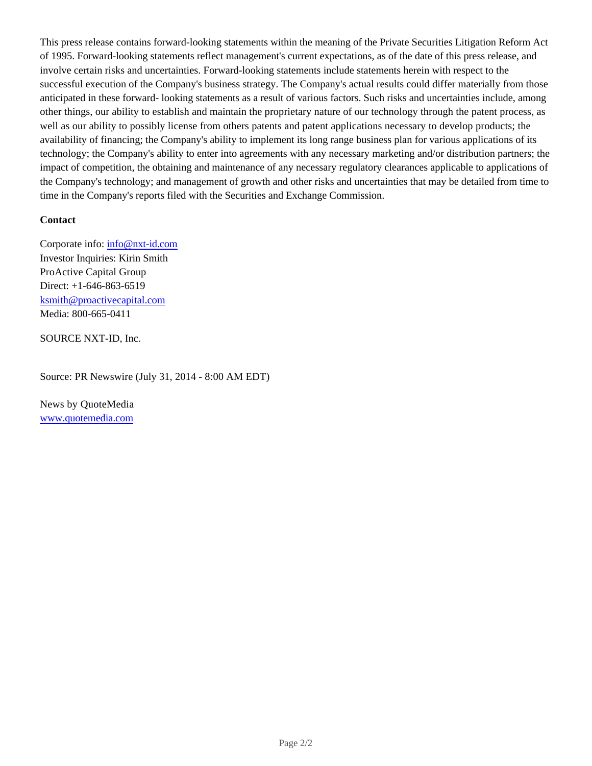This press release contains forward-looking statements within the meaning of the Private Securities Litigation Reform Act of 1995. Forward-looking statements reflect management's current expectations, as of the date of this press release, and involve certain risks and uncertainties. Forward-looking statements include statements herein with respect to the successful execution of the Company's business strategy. The Company's actual results could differ materially from those anticipated in these forward- looking statements as a result of various factors. Such risks and uncertainties include, among other things, our ability to establish and maintain the proprietary nature of our technology through the patent process, as well as our ability to possibly license from others patents and patent applications necessary to develop products; the availability of financing; the Company's ability to implement its long range business plan for various applications of its technology; the Company's ability to enter into agreements with any necessary marketing and/or distribution partners; the impact of competition, the obtaining and maintenance of any necessary regulatory clearances applicable to applications of the Company's technology; and management of growth and other risks and uncertainties that may be detailed from time to time in the Company's reports filed with the Securities and Exchange Commission.

**Contact**

Corporate info: info@nxt-id.com
Investor Inquiries: Kirin Smith
ProActive Capital Group
Direct: +1-646-863-6519
ksmith@proactivecapital.com
Media: 800-665-0411

SOURCE NXT-ID, Inc.

Source: PR Newswire (July 31, 2014 - 8:00 AM EDT)

News by QuoteMedia
www.quotemedia.com